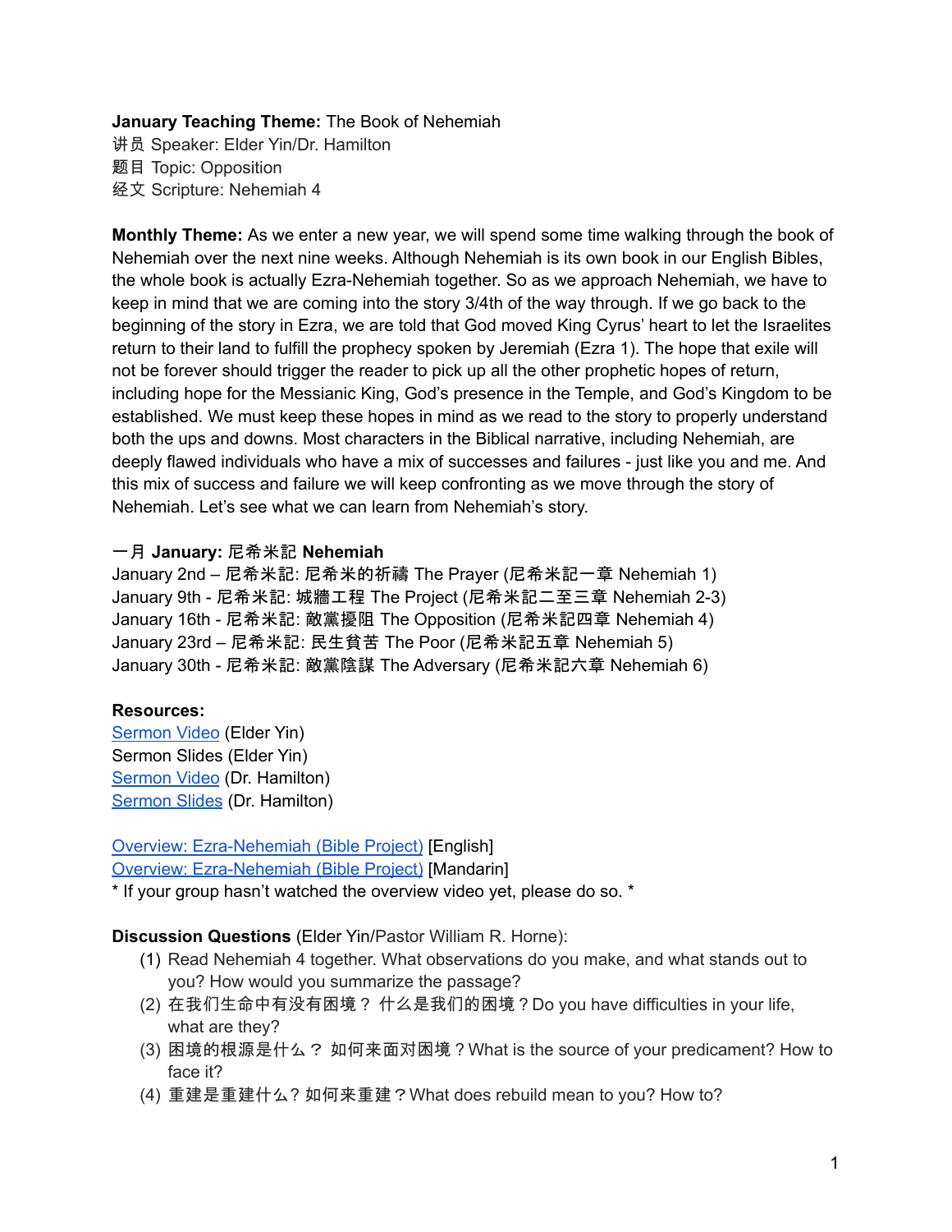**January Teaching Theme:** The Book of Nehemiah
讲员 Speaker: Elder Yin/Dr. Hamilton
题目 Topic: Opposition
经文 Scripture: Nehemiah 4

**Monthly Theme:** As we enter a new year, we will spend some time walking through the book of Nehemiah over the next nine weeks. Although Nehemiah is its own book in our English Bibles, the whole book is actually Ezra-Nehemiah together. So as we approach Nehemiah, we have to keep in mind that we are coming into the story 3/4th of the way through. If we go back to the beginning of the story in Ezra, we are told that God moved King Cyrus' heart to let the Israelites return to their land to fulfill the prophecy spoken by Jeremiah (Ezra 1). The hope that exile will not be forever should trigger the reader to pick up all the other prophetic hopes of return, including hope for the Messianic King, God's presence in the Temple, and God's Kingdom to be established. We must keep these hopes in mind as we read to the story to properly understand both the ups and downs. Most characters in the Biblical narrative, including Nehemiah, are deeply flawed individuals who have a mix of successes and failures - just like you and me. And this mix of success and failure we will keep confronting as we move through the story of Nehemiah. Let's see what we can learn from Nehemiah's story.

**一月 January: 尼希米記 Nehemiah**
January 2nd – 尼希米記: 尼希米的祈禱 The Prayer (尼希米記一章 Nehemiah 1)
January 9th - 尼希米記: 城牆工程 The Project (尼希米記二至三章 Nehemiah 2-3)
January 16th - 尼希米記: 敵黨擾阻 The Opposition (尼希米記四章 Nehemiah 4)
January 23rd – 尼希米記: 民生貧苦 The Poor (尼希米記五章 Nehemiah 5)
January 30th - 尼希米記: 敵黨陰謀 The Adversary (尼希米記六章 Nehemiah 6)

**Resources:**
Sermon Video (Elder Yin)
Sermon Slides (Elder Yin)
Sermon Video (Dr. Hamilton)
Sermon Slides (Dr. Hamilton)

Overview: Ezra-Nehemiah (Bible Project) [English]
Overview: Ezra-Nehemiah (Bible Project) [Mandarin]
* If your group hasn't watched the overview video yet, please do so. *

**Discussion Questions** (Elder Yin/Pastor William R. Horne):

1. Read Nehemiah 4 together. What observations do you make, and what stands out to you? How would you summarize the passage?
2. 在我们生命中有没有困境？ 什么是我们的困境？Do you have difficulties in your life, what are they?
3. 困境的根源是什么？ 如何来面对困境？What is the source of your predicament? How to face it?
4. 重建是重建什么? 如何来重建？What does rebuild mean to you? How to?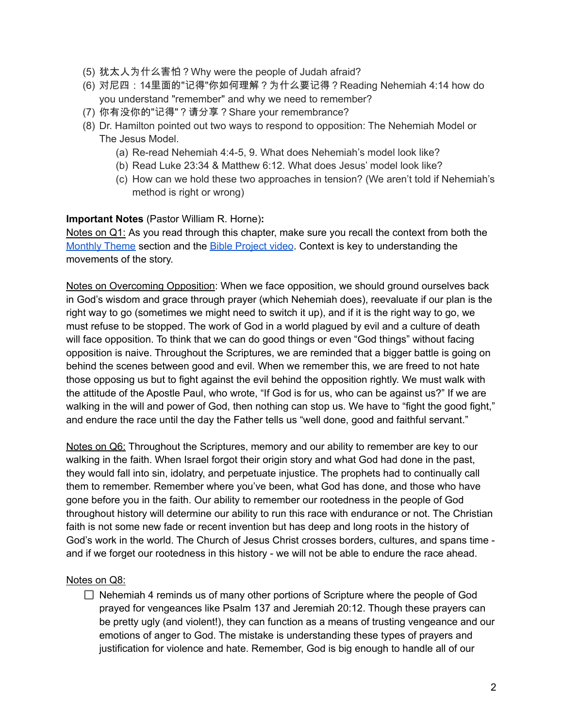(5) 犹太人为什么害怕？Why were the people of Judah afraid?
(6) 对尼四：14里面的"记得"你如何理解？为什么要记得？Reading Nehemiah 4:14 how do you understand "remember" and why we need to remember?
(7) 你有没你的"记得"？请分享？Share your remembrance?
(8) Dr. Hamilton pointed out two ways to respond to opposition: The Nehemiah Model or The Jesus Model.
    (a) Re-read Nehemiah 4:4-5, 9. What does Nehemiah's model look like?
    (b) Read Luke 23:34 & Matthew 6:12. What does Jesus' model look like?
    (c) How can we hold these two approaches in tension? (We aren't told if Nehemiah's method is right or wrong)

**Important Notes** (Pastor William R. Horne)**:**

Notes on Q1: As you read through this chapter, make sure you recall the context from both the [Monthly Theme] section and the [Bible Project video]. Context is key to understanding the movements of the story.

Notes on Overcoming Opposition: When we face opposition, we should ground ourselves back in God's wisdom and grace through prayer (which Nehemiah does), reevaluate if our plan is the right way to go (sometimes we might need to switch it up), and if it is the right way to go, we must refuse to be stopped. The work of God in a world plagued by evil and a culture of death will face opposition. To think that we can do good things or even "God things" without facing opposition is naive. Throughout the Scriptures, we are reminded that a bigger battle is going on behind the scenes between good and evil. When we remember this, we are freed to not hate those opposing us but to fight against the evil behind the opposition rightly. We must walk with the attitude of the Apostle Paul, who wrote, "If God is for us, who can be against us?" If we are walking in the will and power of God, then nothing can stop us. We have to "fight the good fight," and endure the race until the day the Father tells us "well done, good and faithful servant."

Notes on Q6: Throughout the Scriptures, memory and our ability to remember are key to our walking in the faith. When Israel forgot their origin story and what God had done in the past, they would fall into sin, idolatry, and perpetuate injustice. The prophets had to continually call them to remember. Remember where you've been, what God has done, and those who have gone before you in the faith. Our ability to remember our rootedness in the people of God throughout history will determine our ability to run this race with endurance or not. The Christian faith is not some new fade or recent invention but has deep and long roots in the history of God's work in the world. The Church of Jesus Christ crosses borders, cultures, and spans time - and if we forget our rootedness in this history - we will not be able to endure the race ahead.

Notes on Q8:

- [ ] Nehemiah 4 reminds us of many other portions of Scripture where the people of God prayed for vengeances like Psalm 137 and Jeremiah 20:12. Though these prayers can be pretty ugly (and violent!), they can function as a means of trusting vengeance and our emotions of anger to God. The mistake is understanding these types of prayers and justification for violence and hate. Remember, God is big enough to handle all of our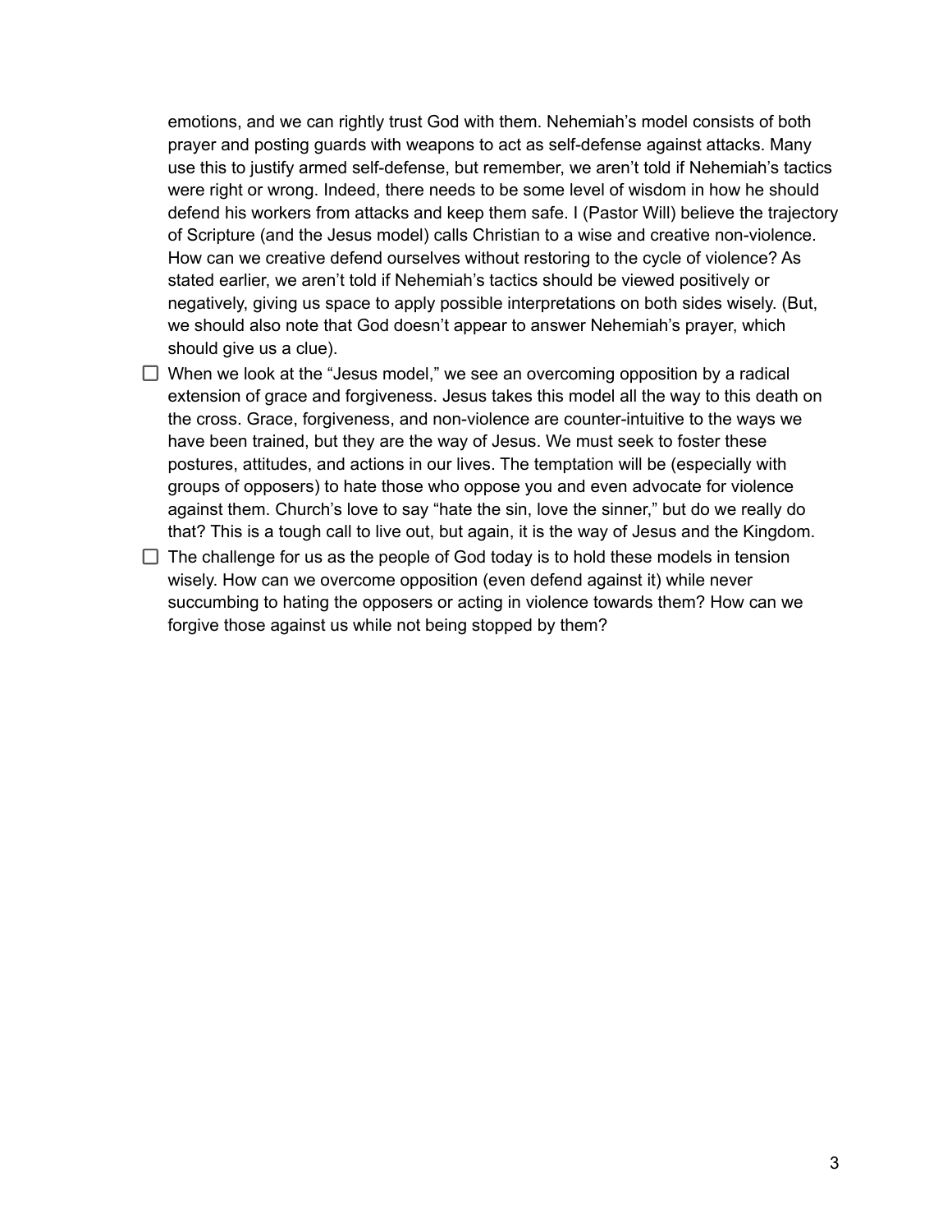emotions, and we can rightly trust God with them. Nehemiah's model consists of both prayer and posting guards with weapons to act as self-defense against attacks. Many use this to justify armed self-defense, but remember, we aren't told if Nehemiah's tactics were right or wrong. Indeed, there needs to be some level of wisdom in how he should defend his workers from attacks and keep them safe. I (Pastor Will) believe the trajectory of Scripture (and the Jesus model) calls Christian to a wise and creative non-violence. How can we creative defend ourselves without restoring to the cycle of violence? As stated earlier, we aren't told if Nehemiah's tactics should be viewed positively or negatively, giving us space to apply possible interpretations on both sides wisely. (But, we should also note that God doesn't appear to answer Nehemiah's prayer, which should give us a clue).

- [ ] When we look at the "Jesus model," we see an overcoming opposition by a radical extension of grace and forgiveness. Jesus takes this model all the way to this death on the cross. Grace, forgiveness, and non-violence are counter-intuitive to the ways we have been trained, but they are the way of Jesus. We must seek to foster these postures, attitudes, and actions in our lives. The temptation will be (especially with groups of opposers) to hate those who oppose you and even advocate for violence against them. Church's love to say "hate the sin, love the sinner," but do we really do that? This is a tough call to live out, but again, it is the way of Jesus and the Kingdom.
- [ ] The challenge for us as the people of God today is to hold these models in tension wisely. How can we overcome opposition (even defend against it) while never succumbing to hating the opposers or acting in violence towards them? How can we forgive those against us while not being stopped by them?